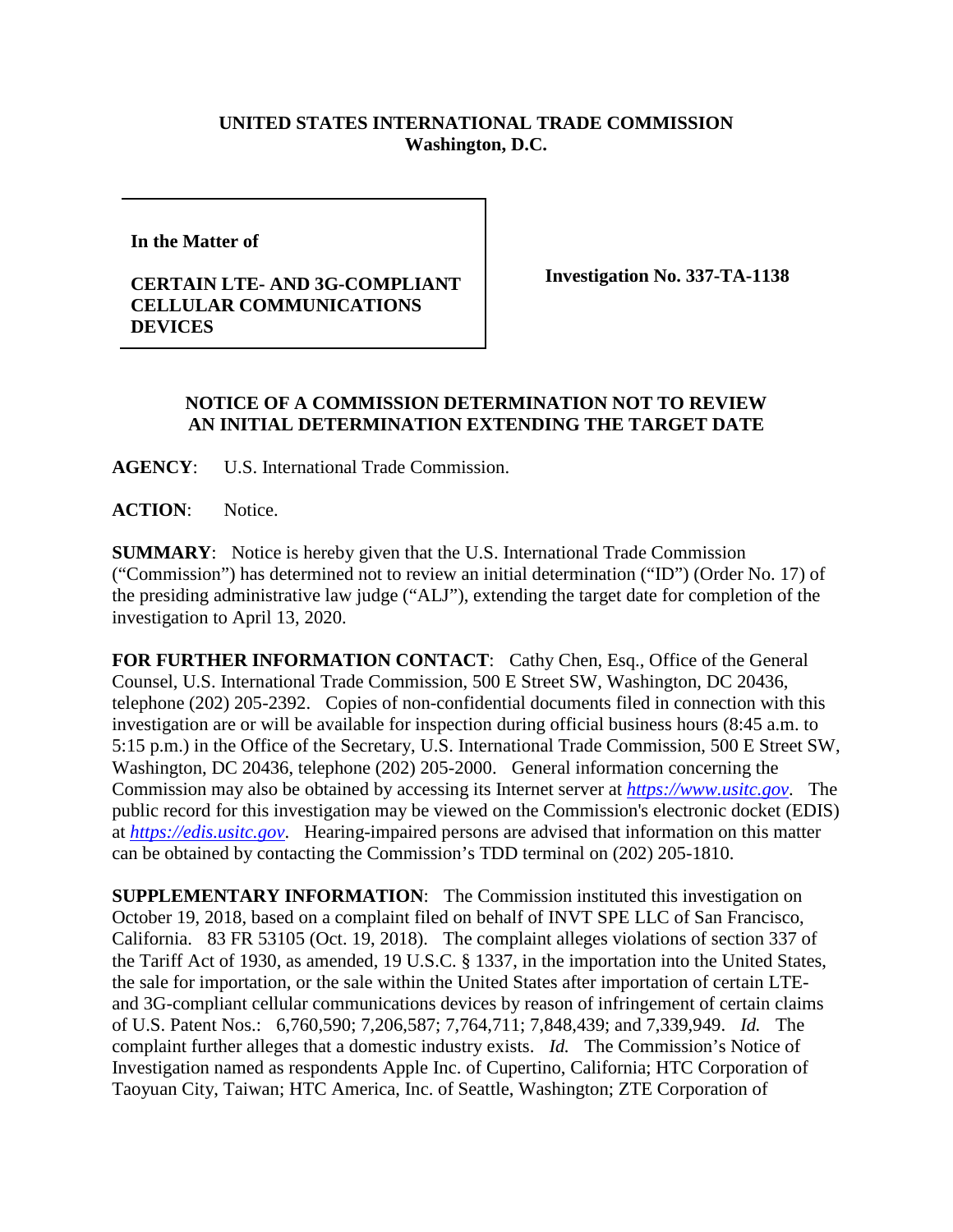**UNITED STATES INTERNATIONAL TRADE COMMISSION**
**Washington, D.C.**

| **In the Matter of**<br><br>**CERTAIN LTE- AND 3G-COMPLIANT CELLULAR COMMUNICATIONS DEVICES** | **Investigation No. 337-TA-1138** |
|---|---|

**NOTICE OF A COMMISSION DETERMINATION NOT TO REVIEW AN INITIAL DETERMINATION EXTENDING THE TARGET DATE**

**AGENCY**: U.S. International Trade Commission.

**ACTION**: Notice.

**SUMMARY**: Notice is hereby given that the U.S. International Trade Commission ("Commission") has determined not to review an initial determination ("ID") (Order No. 17) of the presiding administrative law judge ("ALJ"), extending the target date for completion of the investigation to April 13, 2020.

**FOR FURTHER INFORMATION CONTACT**: Cathy Chen, Esq., Office of the General Counsel, U.S. International Trade Commission, 500 E Street SW, Washington, DC 20436, telephone (202) 205-2392. Copies of non-confidential documents filed in connection with this investigation are or will be available for inspection during official business hours (8:45 a.m. to 5:15 p.m.) in the Office of the Secretary, U.S. International Trade Commission, 500 E Street SW, Washington, DC 20436, telephone (202) 205-2000. General information concerning the Commission may also be obtained by accessing its Internet server at *https://www.usitc.gov*. The public record for this investigation may be viewed on the Commission's electronic docket (EDIS) at *https://edis.usitc.gov*. Hearing-impaired persons are advised that information on this matter can be obtained by contacting the Commission's TDD terminal on (202) 205-1810.

**SUPPLEMENTARY INFORMATION**: The Commission instituted this investigation on October 19, 2018, based on a complaint filed on behalf of INVT SPE LLC of San Francisco, California. 83 FR 53105 (Oct. 19, 2018). The complaint alleges violations of section 337 of the Tariff Act of 1930, as amended, 19 U.S.C. § 1337, in the importation into the United States, the sale for importation, or the sale within the United States after importation of certain LTE- and 3G-compliant cellular communications devices by reason of infringement of certain claims of U.S. Patent Nos.: 6,760,590; 7,206,587; 7,764,711; 7,848,439; and 7,339,949. *Id.* The complaint further alleges that a domestic industry exists. *Id.* The Commission's Notice of Investigation named as respondents Apple Inc. of Cupertino, California; HTC Corporation of Taoyuan City, Taiwan; HTC America, Inc. of Seattle, Washington; ZTE Corporation of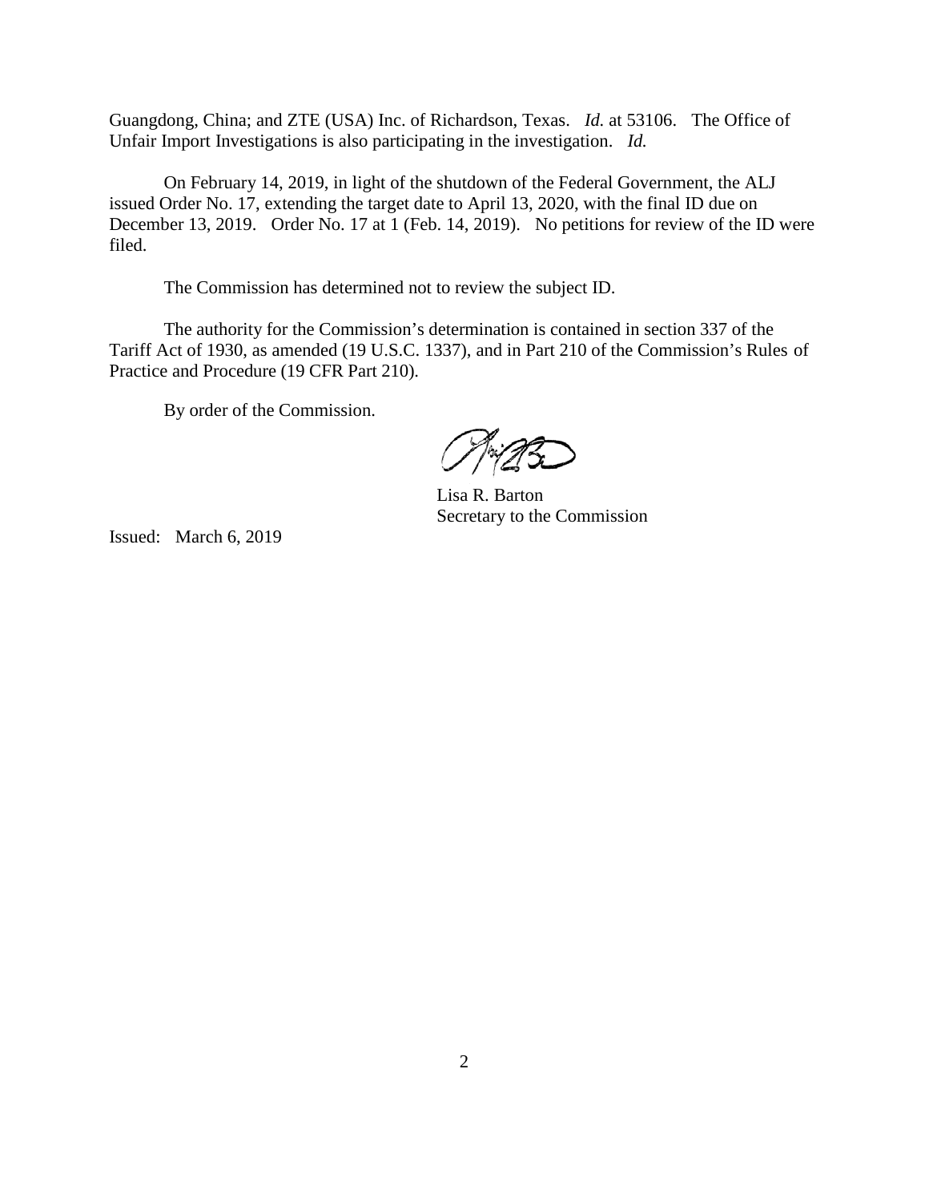Guangdong, China; and ZTE (USA) Inc. of Richardson, Texas. *Id.* at 53106. The Office of Unfair Import Investigations is also participating in the investigation. *Id.*

On February 14, 2019, in light of the shutdown of the Federal Government, the ALJ issued Order No. 17, extending the target date to April 13, 2020, with the final ID due on December 13, 2019. Order No. 17 at 1 (Feb. 14, 2019). No petitions for review of the ID were filed.

The Commission has determined not to review the subject ID.

The authority for the Commission's determination is contained in section 337 of the Tariff Act of 1930, as amended (19 U.S.C. 1337), and in Part 210 of the Commission's Rules of Practice and Procedure (19 CFR Part 210).

By order of the Commission.

Lisa R. Barton
Secretary to the Commission

Issued: March 6, 2019